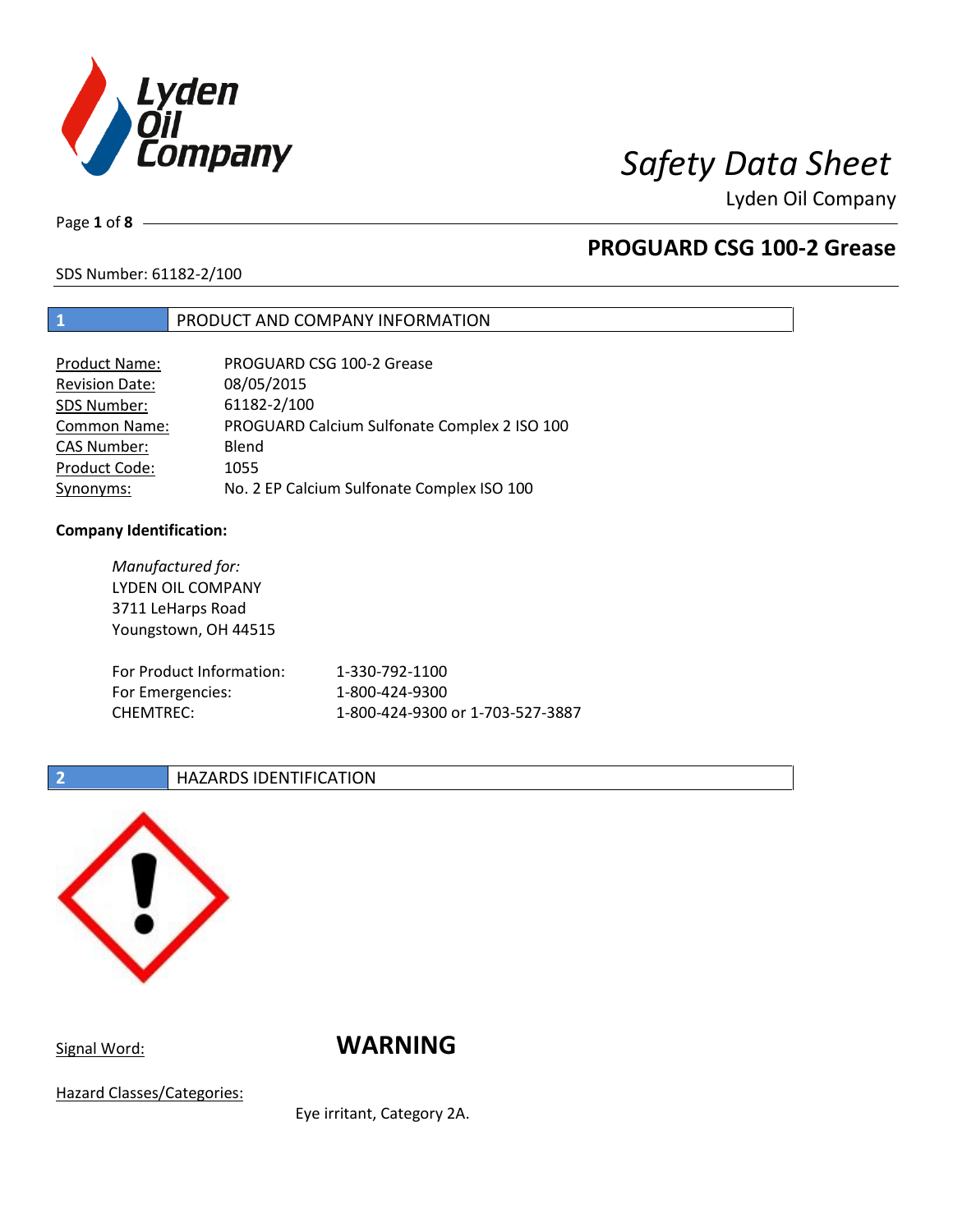# Safety Data Sheet

Lyden Oil Company

## PROGUARD CSG 100-2 Grease

SDS Number: 61182-2/100

## 1 PRODUCT AND COMPANY INFORMATION

| | |
|---|---|
| Product Name: | PROGUARD CSG 100-2 Grease |
| Revision Date: | 08/05/2015 |
| SDS Number: | 61182-2/100 |
| Common Name: | PROGUARD Calcium Sulfonate Complex 2 ISO 100 |
| CAS Number: | Blend |
| Product Code: | 1055 |
| Synonyms: | No. 2 EP Calcium Sulfonate Complex ISO 100 |

**Company Identification:**

*Manufactured for:*
LYDEN OIL COMPANY
3711 LeHarps Road
Youngstown, OH 44515

| | |
|---|---|
| For Product Information: | 1-330-792-1100 |
| For Emergencies: | 1-800-424-9300 |
| CHEMTREC: | 1-800-424-9300 or 1-703-527-3887 |

## 2 HAZARDS IDENTIFICATION

Signal Word: **WARNING**

Hazard Classes/Categories:

Eye irritant, Category 2A.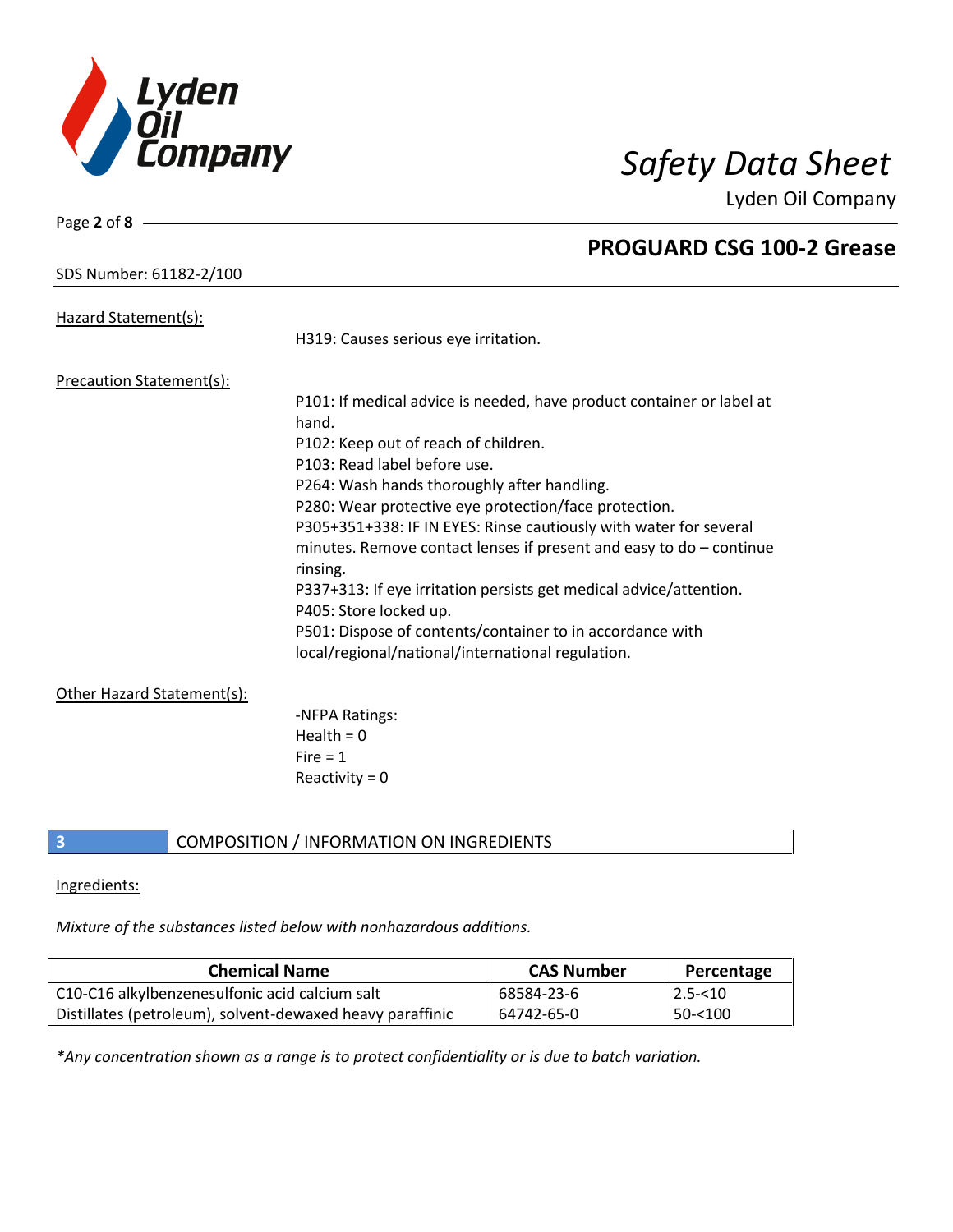## PROGUARD CSG 100-2 Grease

SDS Number: 61182-2/100

Hazard Statement(s):

H319: Causes serious eye irritation.

Precaution Statement(s):

P101: If medical advice is needed, have product container or label at hand.
P102: Keep out of reach of children.
P103: Read label before use.
P264: Wash hands thoroughly after handling.
P280: Wear protective eye protection/face protection.
P305+351+338: IF IN EYES: Rinse cautiously with water for several minutes. Remove contact lenses if present and easy to do – continue rinsing.
P337+313: If eye irritation persists get medical advice/attention.
P405: Store locked up.
P501: Dispose of contents/container to in accordance with local/regional/national/international regulation.

Other Hazard Statement(s):

-NFPA Ratings:
Health = 0
Fire = 1
Reactivity = 0

## 3 COMPOSITION / INFORMATION ON INGREDIENTS

Ingredients:

*Mixture of the substances listed below with nonhazardous additions.*

| Chemical Name | CAS Number | Percentage |
|---|---|---|
| C10-C16 alkylbenzenesulfonic acid calcium salt | 68584-23-6 | 2.5-<10 |
| Distillates (petroleum), solvent-dewaxed heavy paraffinic | 64742-65-0 | 50-<100 |

*\*Any concentration shown as a range is to protect confidentiality or is due to batch variation.*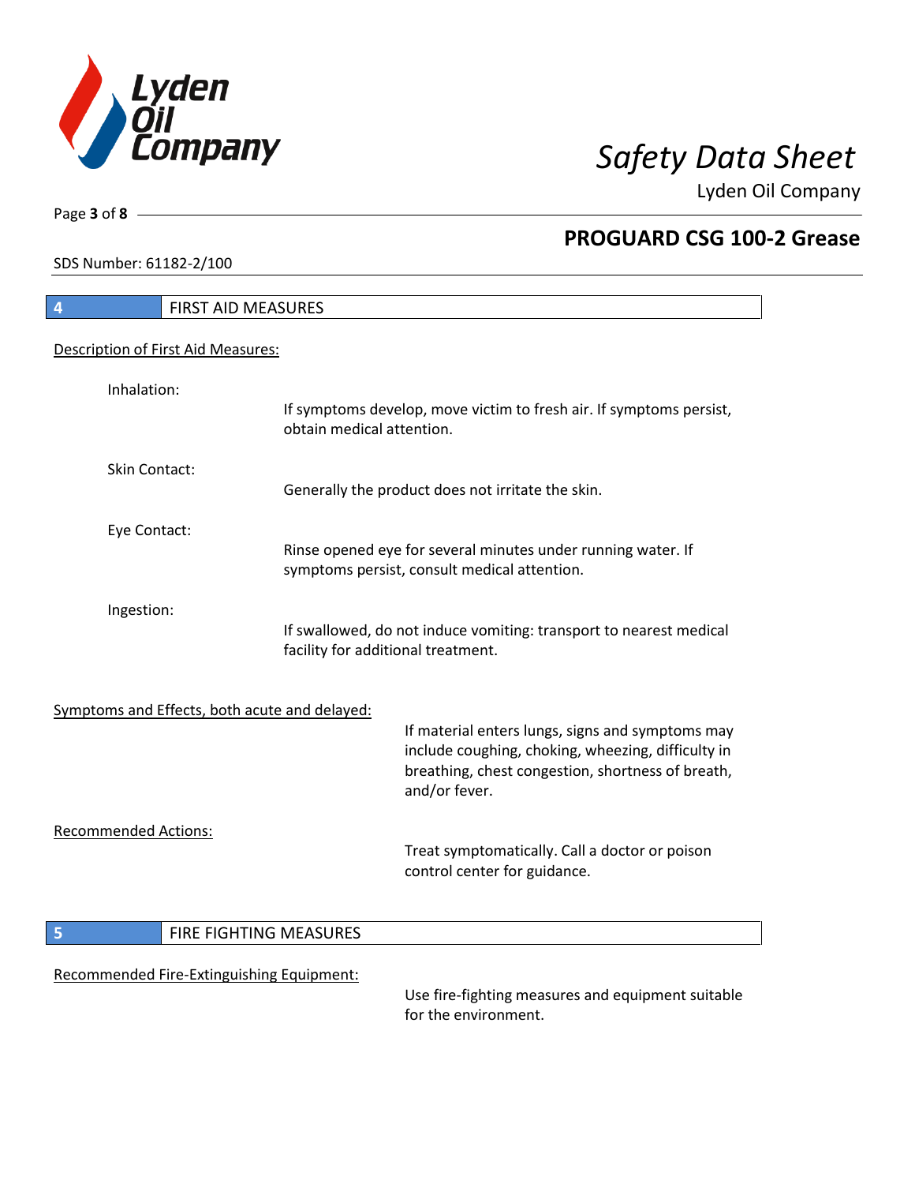## 4 FIRST AID MEASURES

Description of First Aid Measures:

**Inhalation:**
If symptoms develop, move victim to fresh air. If symptoms persist, obtain medical attention.

**Skin Contact:**
Generally the product does not irritate the skin.

**Eye Contact:**
Rinse opened eye for several minutes under running water. If symptoms persist, consult medical attention.

**Ingestion:**
If swallowed, do not induce vomiting: transport to nearest medical facility for additional treatment.

Symptoms and Effects, both acute and delayed:

If material enters lungs, signs and symptoms may include coughing, choking, wheezing, difficulty in breathing, chest congestion, shortness of breath, and/or fever.

Recommended Actions:

Treat symptomatically. Call a doctor or poison control center for guidance.

## 5 FIRE FIGHTING MEASURES

Recommended Fire-Extinguishing Equipment:

Use fire-fighting measures and equipment suitable for the environment.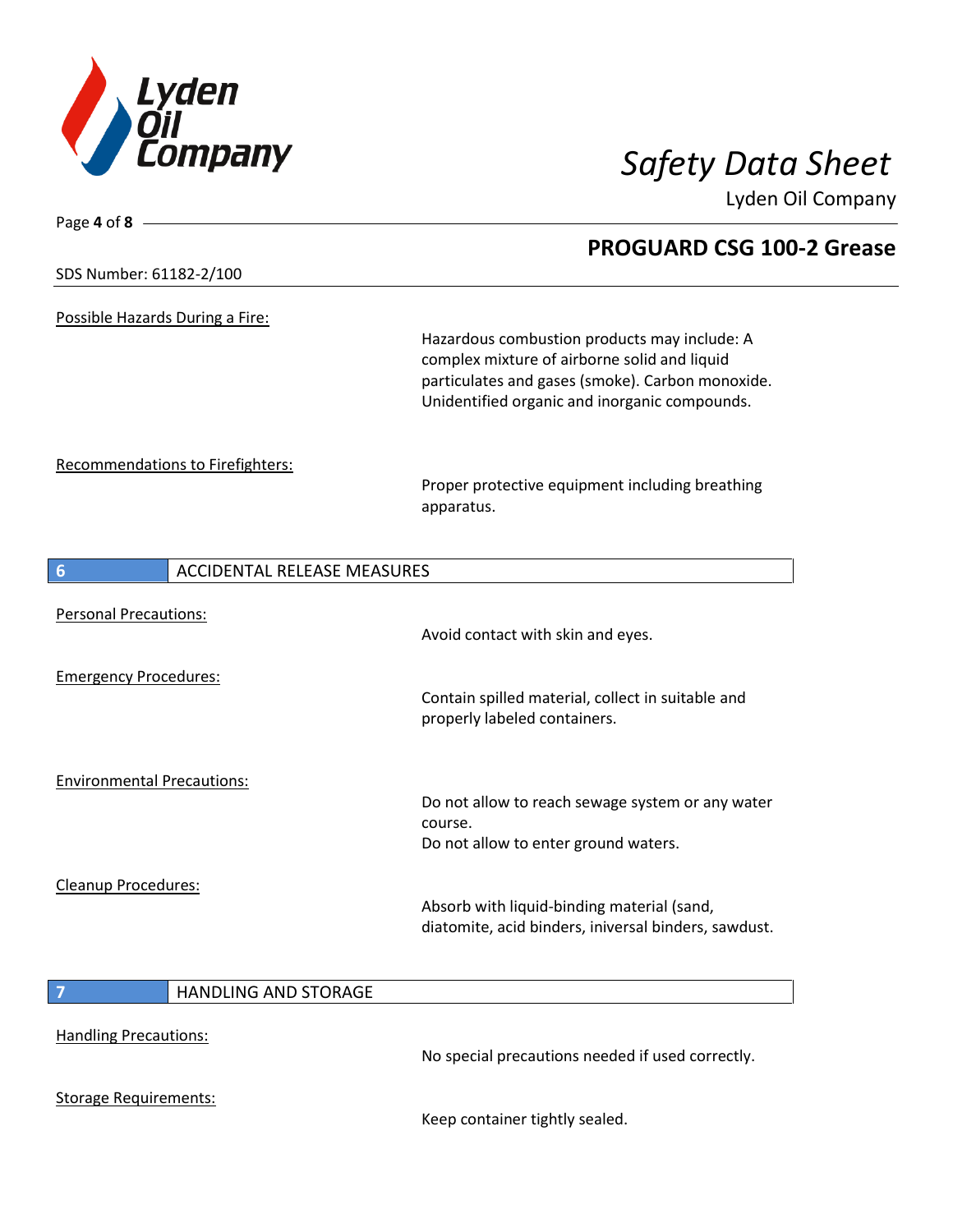Possible Hazards During a Fire:

Hazardous combustion products may include: A complex mixture of airborne solid and liquid particulates and gases (smoke). Carbon monoxide. Unidentified organic and inorganic compounds.

Recommendations to Firefighters:

Proper protective equipment including breathing apparatus.

## 6 ACCIDENTAL RELEASE MEASURES

Personal Precautions:

Avoid contact with skin and eyes.

Emergency Procedures:

Contain spilled material, collect in suitable and properly labeled containers.

Environmental Precautions:

Do not allow to reach sewage system or any water course.
Do not allow to enter ground waters.

Cleanup Procedures:

Absorb with liquid-binding material (sand, diatomite, acid binders, iniversal binders, sawdust.

## 7 HANDLING AND STORAGE

Handling Precautions:

No special precautions needed if used correctly.

Storage Requirements:

Keep container tightly sealed.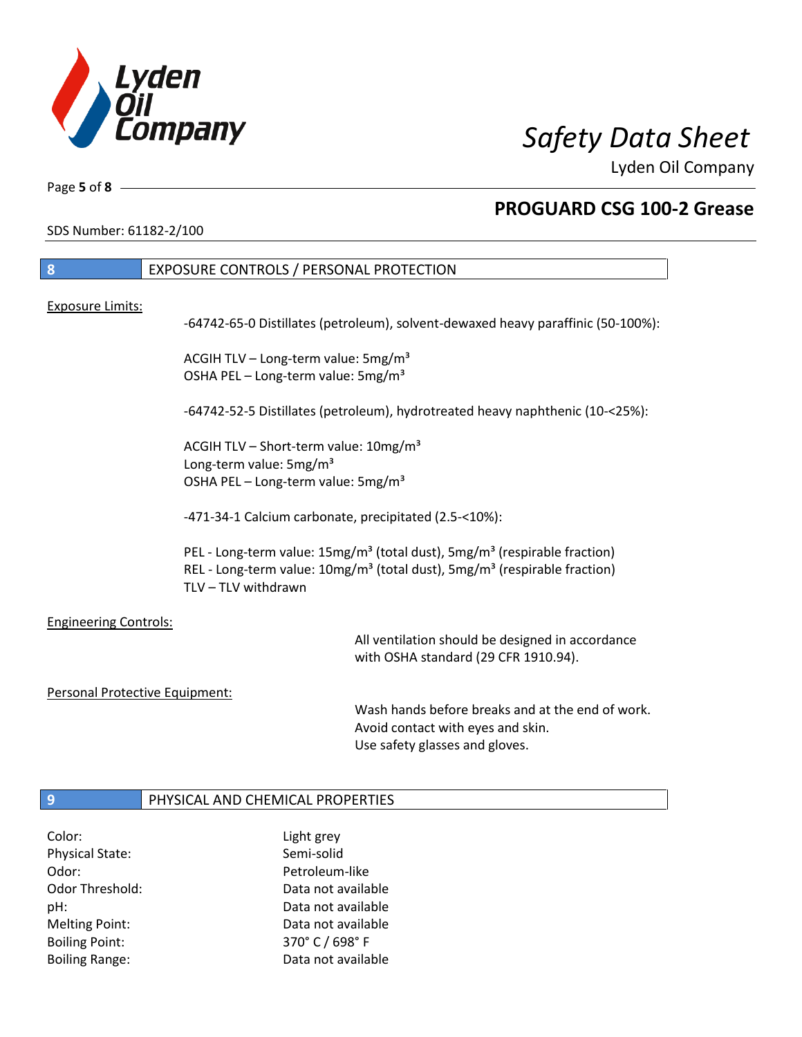## 8 EXPOSURE CONTROLS / PERSONAL PROTECTION

Exposure Limits:

-64742-65-0 Distillates (petroleum), solvent-dewaxed heavy paraffinic (50-100%):

ACGIH TLV – Long-term value: 5mg/m³
OSHA PEL – Long-term value: 5mg/m³

-64742-52-5 Distillates (petroleum), hydrotreated heavy naphthenic (10-<25%):

ACGIH TLV – Short-term value: 10mg/m³
Long-term value: 5mg/m³
OSHA PEL – Long-term value: 5mg/m³

-471-34-1 Calcium carbonate, precipitated (2.5-<10%):

PEL - Long-term value: 15mg/m³ (total dust), 5mg/m³ (respirable fraction)
REL - Long-term value: 10mg/m³ (total dust), 5mg/m³ (respirable fraction)
TLV – TLV withdrawn

Engineering Controls:

All ventilation should be designed in accordance with OSHA standard (29 CFR 1910.94).

Personal Protective Equipment:

Wash hands before breaks and at the end of work.
Avoid contact with eyes and skin.
Use safety glasses and gloves.

## 9 PHYSICAL AND CHEMICAL PROPERTIES

| | |
|---|---|
| Color: | Light grey |
| Physical State: | Semi-solid |
| Odor: | Petroleum-like |
| Odor Threshold: | Data not available |
| pH: | Data not available |
| Melting Point: | Data not available |
| Boiling Point: | 370° C / 698° F |
| Boiling Range: | Data not available |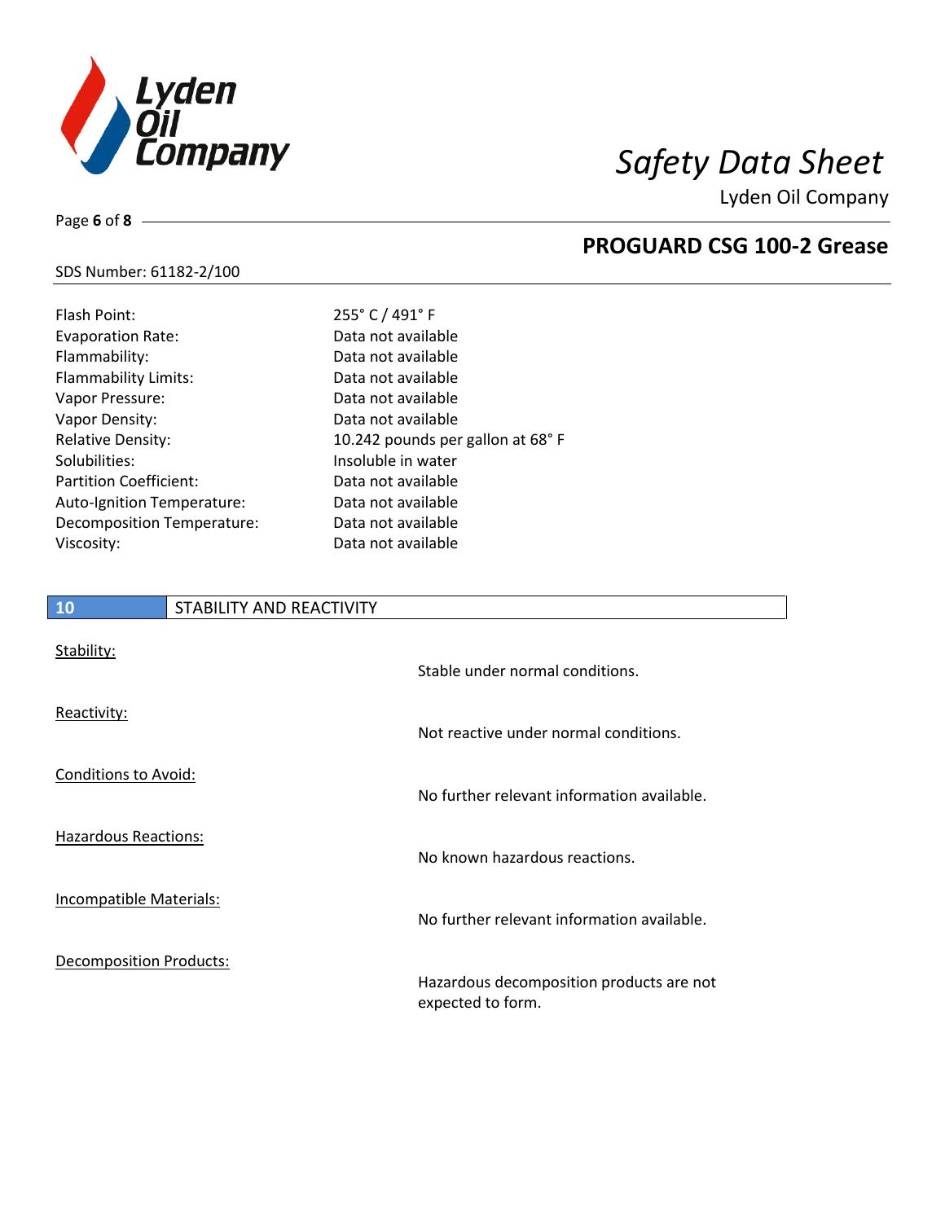SDS Number: 61182-2/100

| | |
|---|---|
| Flash Point: | 255° C / 491° F |
| Evaporation Rate: | Data not available |
| Flammability: | Data not available |
| Flammability Limits: | Data not available |
| Vapor Pressure: | Data not available |
| Vapor Density: | Data not available |
| Relative Density: | 10.242 pounds per gallon at 68° F |
| Solubilities: | Insoluble in water |
| Partition Coefficient: | Data not available |
| Auto-Ignition Temperature: | Data not available |
| Decomposition Temperature: | Data not available |
| Viscosity: | Data not available |

## 10 STABILITY AND REACTIVITY

**Stability:**

Stable under normal conditions.

**Reactivity:**

Not reactive under normal conditions.

**Conditions to Avoid:**

No further relevant information available.

**Hazardous Reactions:**

No known hazardous reactions.

**Incompatible Materials:**

No further relevant information available.

**Decomposition Products:**

Hazardous decomposition products are not expected to form.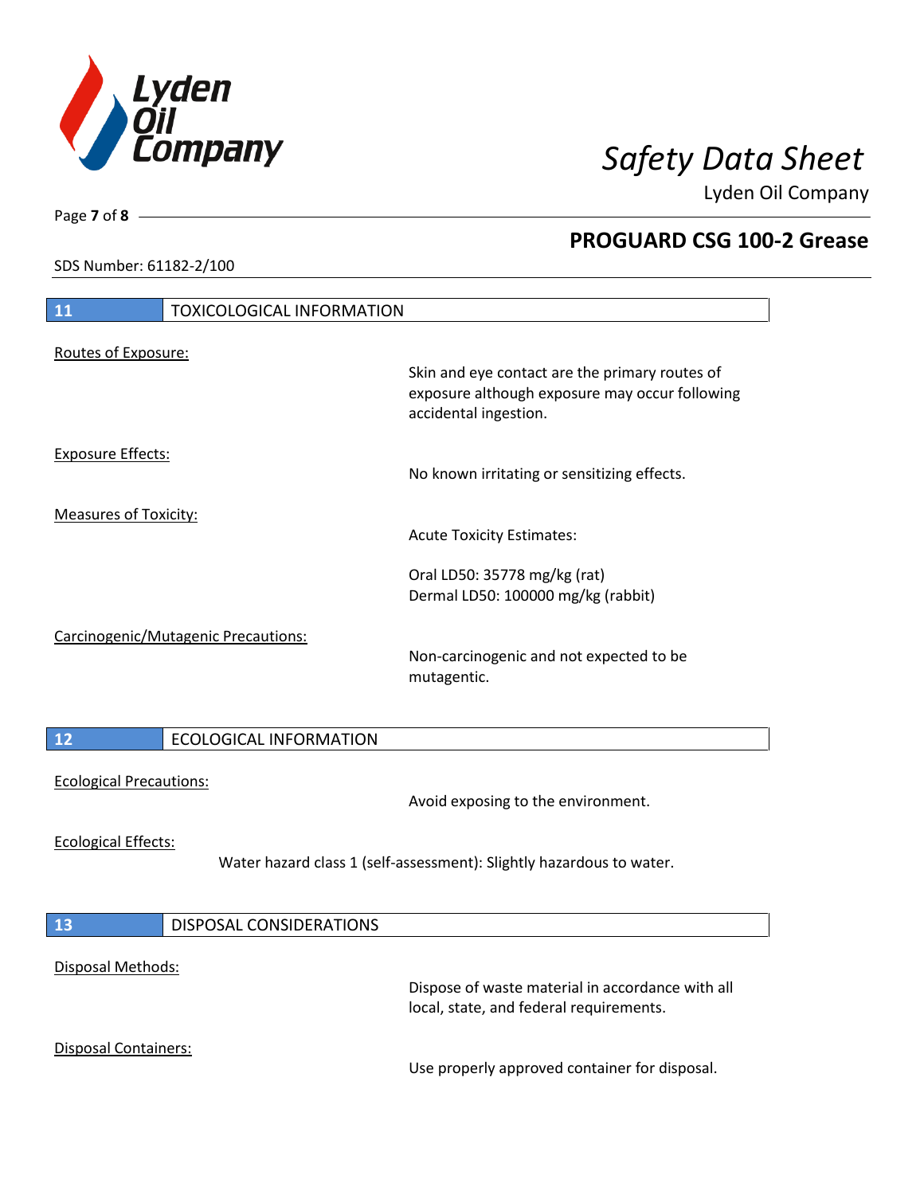## 11 TOXICOLOGICAL INFORMATION

Routes of Exposure:

Skin and eye contact are the primary routes of exposure although exposure may occur following accidental ingestion.

Exposure Effects:

No known irritating or sensitizing effects.

Measures of Toxicity:

Acute Toxicity Estimates:

Oral LD50: 35778 mg/kg (rat)
Dermal LD50: 100000 mg/kg (rabbit)

Carcinogenic/Mutagenic Precautions:

Non-carcinogenic and not expected to be mutagentic.

## 12 ECOLOGICAL INFORMATION

Ecological Precautions:

Avoid exposing to the environment.

Ecological Effects:

Water hazard class 1 (self-assessment): Slightly hazardous to water.

## 13 DISPOSAL CONSIDERATIONS

Disposal Methods:

Dispose of waste material in accordance with all local, state, and federal requirements.

Disposal Containers:

Use properly approved container for disposal.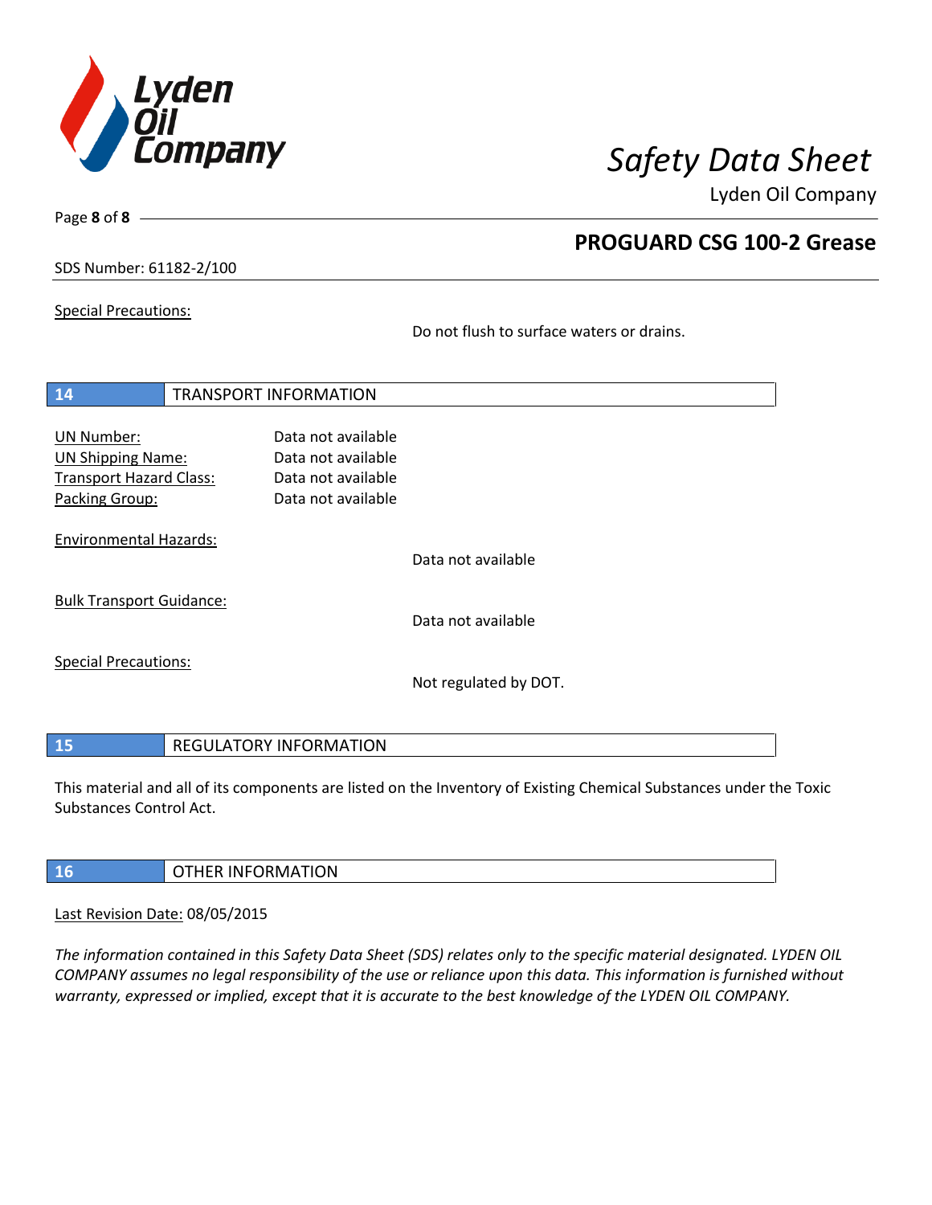Special Precautions:

Do not flush to surface waters or drains.

## 14 TRANSPORT INFORMATION

| | |
|---|---|
| UN Number: | Data not available |
| UN Shipping Name: | Data not available |
| Transport Hazard Class: | Data not available |
| Packing Group: | Data not available |

Environmental Hazards:

Data not available

Bulk Transport Guidance:

Data not available

Special Precautions:

Not regulated by DOT.

## 15 REGULATORY INFORMATION

This material and all of its components are listed on the Inventory of Existing Chemical Substances under the Toxic Substances Control Act.

## 16 OTHER INFORMATION

Last Revision Date: 08/05/2015

*The information contained in this Safety Data Sheet (SDS) relates only to the specific material designated. LYDEN OIL COMPANY assumes no legal responsibility of the use or reliance upon this data. This information is furnished without warranty, expressed or implied, except that it is accurate to the best knowledge of the LYDEN OIL COMPANY.*